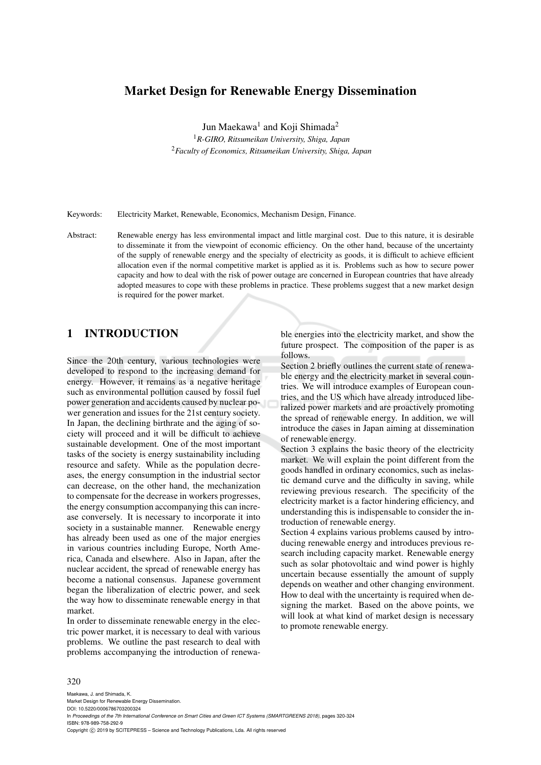# Market Design for Renewable Energy Dissemination

Jun Maekawa[1] and Koji Shimada[2]

[1]*R-GIRO, Ritsumeikan University, Shiga, Japan*
[2]*Faculty of Economics, Ritsumeikan University, Shiga, Japan*

Keywords: Electricity Market, Renewable, Economics, Mechanism Design, Finance.

Abstract: Renewable energy has less environmental impact and little marginal cost. Due to this nature, it is desirable to disseminate it from the viewpoint of economic efficiency. On the other hand, because of the uncertainty of the supply of renewable energy and the specialty of electricity as goods, it is difficult to achieve efficient allocation even if the normal competitive market is applied as it is. Problems such as how to secure power capacity and how to deal with the risk of power outage are concerned in European countries that have already adopted measures to cope with these problems in practice. These problems suggest that a new market design is required for the power market.

## 1 INTRODUCTION

Since the 20th century, various technologies were developed to respond to the increasing demand for energy. However, it remains as a negative heritage such as environmental pollution caused by fossil fuel power generation and accidents caused by nuclear power generation and issues for the 21st century society. In Japan, the declining birthrate and the aging of society will proceed and it will be difficult to achieve sustainable development. One of the most important tasks of the society is energy sustainability including resource and safety. While as the population decreases, the energy consumption in the industrial sector can decrease, on the other hand, the mechanization to compensate for the decrease in workers progresses, the energy consumption accompanying this can increase conversely. It is necessary to incorporate it into society in a sustainable manner. Renewable energy has already been used as one of the major energies in various countries including Europe, North America, Canada and elsewhere. Also in Japan, after the nuclear accident, the spread of renewable energy has become a national consensus. Japanese government began the liberalization of electric power, and seek the way how to disseminate renewable energy in that market.

In order to disseminate renewable energy in the electric power market, it is necessary to deal with various problems. We outline the past research to deal with problems accompanying the introduction of renewable energies into the electricity market, and show the future prospect. The composition of the paper is as follows.

Section 2 briefly outlines the current state of renewable energy and the electricity market in several countries. We will introduce examples of European countries, and the US which have already introduced liberalized power markets and are proactively promoting the spread of renewable energy. In addition, we will introduce the cases in Japan aiming at dissemination of renewable energy.

Section 3 explains the basic theory of the electricity market. We will explain the point different from the goods handled in ordinary economics, such as inelastic demand curve and the difficulty in saving, while reviewing previous research. The specificity of the electricity market is a factor hindering efficiency, and understanding this is indispensable to consider the introduction of renewable energy.

Section 4 explains various problems caused by introducing renewable energy and introduces previous research including capacity market. Renewable energy such as solar photovoltaic and wind power is highly uncertain because essentially the amount of supply depends on weather and other changing environment. How to deal with the uncertainty is required when designing the market. Based on the above points, we will look at what kind of market design is necessary to promote renewable energy.

Maekawa, J. and Shimada, K.
Market Design for Renewable Energy Dissemination.
DOI: 10.5220/0006786703200324
In *Proceedings of the 7th International Conference on Smart Cities and Green ICT Systems (SMARTGREENS 2018)*, pages 320-324
ISBN: 978-989-758-292-9
Copyright © 2019 by SCITEPRESS – Science and Technology Publications, Lda. All rights reserved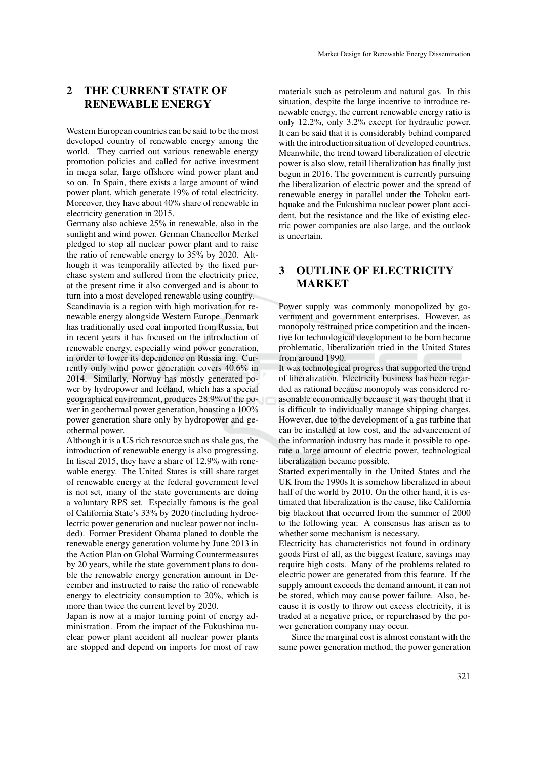## 2 THE CURRENT STATE OF RENEWABLE ENERGY

Western European countries can be said to be the most developed country of renewable energy among the world. They carried out various renewable energy promotion policies and called for active investment in mega solar, large offshore wind power plant and so on. In Spain, there exists a large amount of wind power plant, which generate 19% of total electricity. Moreover, they have about 40% share of renewable in electricity generation in 2015.

Germany also achieve 25% in renewable, also in the sunlight and wind power. German Chancellor Merkel pledged to stop all nuclear power plant and to raise the ratio of renewable energy to 35% by 2020. Although it was temporalily affected by the fixed purchase system and suffered from the electricity price, at the present time it also converged and is about to turn into a most developed renewable using country.

Scandinavia is a region with high motivation for renewable energy alongside Western Europe. Denmark has traditionally used coal imported from Russia, but in recent years it has focused on the introduction of renewable energy, especially wind power generation, in order to lower its dependence on Russia ing. Currently only wind power generation covers 40.6% in 2014. Similarly, Norway has mostly generated power by hydropower and Iceland, which has a special geographical environment, produces 28.9% of the power in geothermal power generation, boasting a 100% power generation share only by hydropower and geothermal power.

Although it is a US rich resource such as shale gas, the introduction of renewable energy is also progressing. In fiscal 2015, they have a share of 12.9% with renewable energy. The United States is still share target of renewable energy at the federal government level is not set, many of the state governments are doing a voluntary RPS set. Especially famous is the goal of California State's 33% by 2020 (including hydroelectric power generation and nuclear power not included). Former President Obama planed to double the renewable energy generation volume by June 2013 in the Action Plan on Global Warming Countermeasures by 20 years, while the state government plans to double the renewable energy generation amount in December and instructed to raise the ratio of renewable energy to electricity consumption to 20%, which is more than twice the current level by 2020.

Japan is now at a major turning point of energy administration. From the impact of the Fukushima nuclear power plant accident all nuclear power plants are stopped and depend on imports for most of raw materials such as petroleum and natural gas. In this situation, despite the large incentive to introduce renewable energy, the current renewable energy ratio is only 12.2%, only 3.2% except for hydraulic power. It can be said that it is considerably behind compared with the introduction situation of developed countries. Meanwhile, the trend toward liberalization of electric power is also slow, retail liberalization has finally just begun in 2016. The government is currently pursuing the liberalization of electric power and the spread of renewable energy in parallel under the Tohoku earthquake and the Fukushima nuclear power plant accident, but the resistance and the like of existing electric power companies are also large, and the outlook is uncertain.

## 3 OUTLINE OF ELECTRICITY MARKET

Power supply was commonly monopolized by government and government enterprises. However, as monopoly restrained price competition and the incentive for technological development to be born became problematic, liberalization tried in the United States from around 1990.

It was technological progress that supported the trend of liberalization. Electricity business has been regarded as rational because monopoly was considered reasonable economically because it was thought that it is difficult to individually manage shipping charges. However, due to the development of a gas turbine that can be installed at low cost, and the advancement of the information industry has made it possible to operate a large amount of electric power, technological liberalization became possible.

Started experimentally in the United States and the UK from the 1990s It is somehow liberalized in about half of the world by 2010. On the other hand, it is estimated that liberalization is the cause, like California big blackout that occurred from the summer of 2000 to the following year. A consensus has arisen as to whether some mechanism is necessary.

Electricity has characteristics not found in ordinary goods First of all, as the biggest feature, savings may require high costs. Many of the problems related to electric power are generated from this feature. If the supply amount exceeds the demand amount, it can not be stored, which may cause power failure. Also, because it is costly to throw out excess electricity, it is traded at a negative price, or repurchased by the power generation company may occur.

Since the marginal cost is almost constant with the same power generation method, the power generation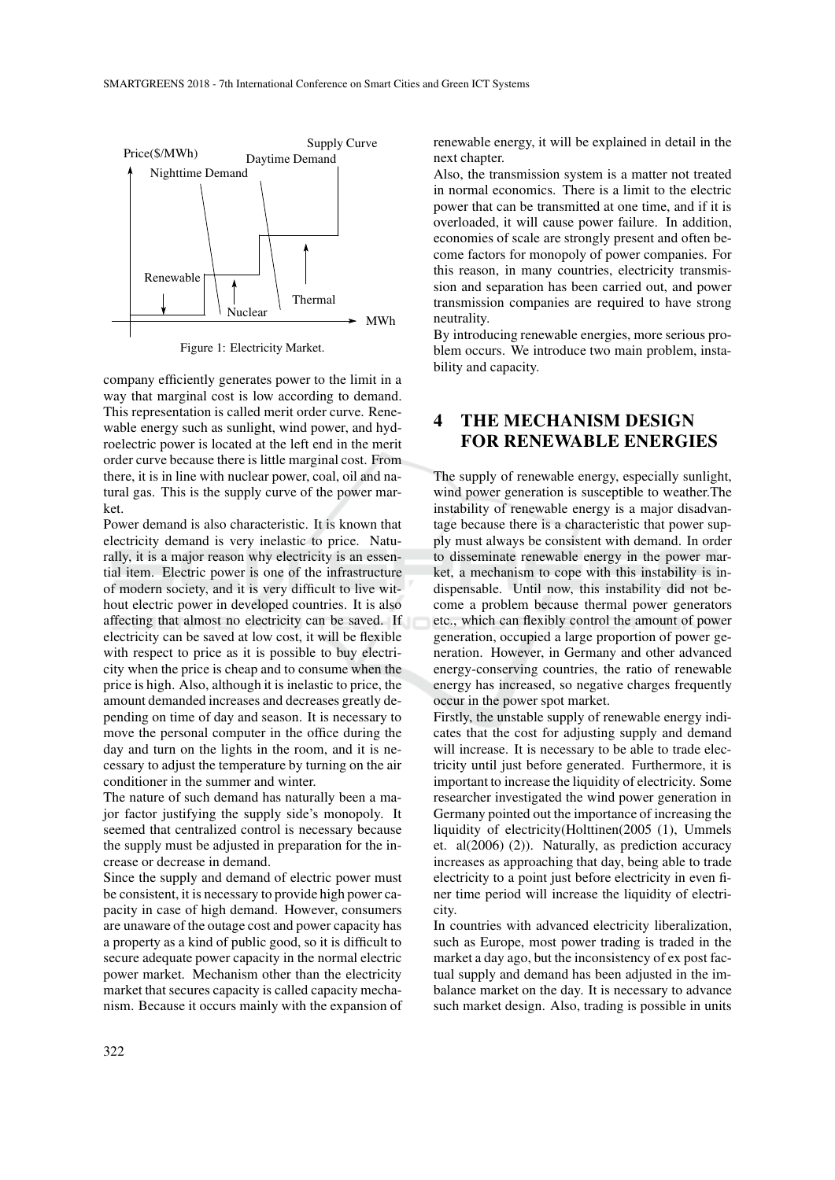Figure 1: Electricity Market.

company efficiently generates power to the limit in a way that marginal cost is low according to demand. This representation is called merit order curve. Renewable energy such as sunlight, wind power, and hydroelectric power is located at the left end in the merit order curve because there is little marginal cost. From there, it is in line with nuclear power, coal, oil and natural gas. This is the supply curve of the power market.

Power demand is also characteristic. It is known that electricity demand is very inelastic to price. Naturally, it is a major reason why electricity is an essential item. Electric power is one of the infrastructure of modern society, and it is very difficult to live without electric power in developed countries. It is also affecting that almost no electricity can be saved. If electricity can be saved at low cost, it will be flexible with respect to price as it is possible to buy electricity when the price is cheap and to consume when the price is high. Also, although it is inelastic to price, the amount demanded increases and decreases greatly depending on time of day and season. It is necessary to move the personal computer in the office during the day and turn on the lights in the room, and it is necessary to adjust the temperature by turning on the air conditioner in the summer and winter.

The nature of such demand has naturally been a major factor justifying the supply side's monopoly. It seemed that centralized control is necessary because the supply must be adjusted in preparation for the increase or decrease in demand.

Since the supply and demand of electric power must be consistent, it is necessary to provide high power capacity in case of high demand. However, consumers are unaware of the outage cost and power capacity has a property as a kind of public good, so it is difficult to secure adequate power capacity in the normal electric power market. Mechanism other than the electricity market that secures capacity is called capacity mechanism. Because it occurs mainly with the expansion of renewable energy, it will be explained in detail in the next chapter.

Also, the transmission system is a matter not treated in normal economics. There is a limit to the electric power that can be transmitted at one time, and if it is overloaded, it will cause power failure. In addition, economies of scale are strongly present and often become factors for monopoly of power companies. For this reason, in many countries, electricity transmission and separation has been carried out, and power transmission companies are required to have strong neutrality.

By introducing renewable energies, more serious problem occurs. We introduce two main problem, instability and capacity.

## 4 THE MECHANISM DESIGN FOR RENEWABLE ENERGIES

The supply of renewable energy, especially sunlight, wind power generation is susceptible to weather.The instability of renewable energy is a major disadvantage because there is a characteristic that power supply must always be consistent with demand. In order to disseminate renewable energy in the power market, a mechanism to cope with this instability is indispensable. Until now, this instability did not become a problem because thermal power generators etc., which can flexibly control the amount of power generation, occupied a large proportion of power generation. However, in Germany and other advanced energy-conserving countries, the ratio of renewable energy has increased, so negative charges frequently occur in the power spot market.

Firstly, the unstable supply of renewable energy indicates that the cost for adjusting supply and demand will increase. It is necessary to be able to trade electricity until just before generated. Furthermore, it is important to increase the liquidity of electricity. Some researcher investigated the wind power generation in Germany pointed out the importance of increasing the liquidity of electricity(Holttinen(2005 (1), Ummels et. al(2006) (2)). Naturally, as prediction accuracy increases as approaching that day, being able to trade electricity to a point just before electricity in even finer time period will increase the liquidity of electricity.

In countries with advanced electricity liberalization, such as Europe, most power trading is traded in the market a day ago, but the inconsistency of ex post factual supply and demand has been adjusted in the imbalance market on the day. It is necessary to advance such market design. Also, trading is possible in units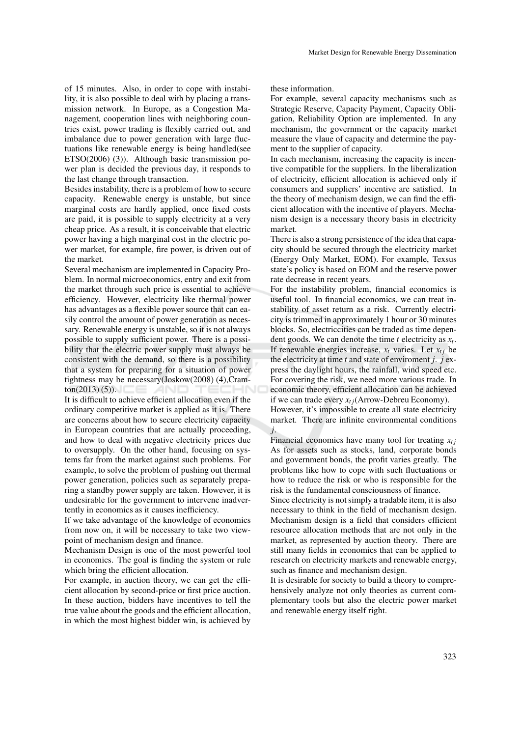of 15 minutes. Also, in order to cope with instability, it is also possible to deal with by placing a transmission network. In Europe, as a Congestion Management, cooperation lines with neighboring countries exist, power trading is flexibly carried out, and imbalance due to power generation with large fluctuations like renewable energy is being handled(see ETSO(2006) (3)). Although basic transmission power plan is decided the previous day, it responds to the last change through transaction.

Besides instability, there is a problem of how to secure capacity. Renewable energy is unstable, but since marginal costs are hardly applied, once fixed costs are paid, it is possible to supply electricity at a very cheap price. As a result, it is conceivable that electric power having a high marginal cost in the electric power market, for example, fire power, is driven out of the market.

Several mechanism are implemented in Capacity Problem. In normal microeconomics, entry and exit from the market through such price is essential to achieve efficiency. However, electricity like thermal power has advantages as a flexible power source that can easily control the amount of power generation as necessary. Renewable energy is unstable, so it is not always possible to supply sufficient power. There is a possibility that the electric power supply must always be consistent with the demand, so there is a possibility that a system for preparing for a situation of power tightness may be necessary(Joskow(2008) (4),Cramton(2013) (5)).

It is difficult to achieve efficient allocation even if the ordinary competitive market is applied as it is. There are concerns about how to secure electricity capacity in European countries that are actually proceeding, and how to deal with negative electricity prices due to oversupply. On the other hand, focusing on systems far from the market against such problems. For example, to solve the problem of pushing out thermal power generation, policies such as separately preparing a standby power supply are taken. However, it is undesirable for the government to intervene inadvertently in economics as it causes inefficiency.

If we take advantage of the knowledge of economics from now on, it will be necessary to take two viewpoint of mechanism design and finance.

Mechanism Design is one of the most powerful tool in economics. The goal is finding the system or rule which bring the efficient allocation.

For example, in auction theory, we can get the efficient allocation by second-price or first price auction. In these auction, bidders have incentives to tell the true value about the goods and the efficient allocation, in which the most highest bidder win, is achieved by these information.

For example, several capacity mechanisms such as Strategic Reserve, Capacity Payment, Capacity Obligation, Reliability Option are implemented. In any mechanism, the government or the capacity market measure the vlaue of capacity and determine the payment to the supplier of capacity.

In each mechanism, increasing the capacity is incentive compatible for the suppliers. In the liberalization of electricity, efficient allocation is achieved only if consumers and suppliers' incentive are satisfied. In the theory of mechanism design, we can find the efficient allocation with the incentive of players. Mechanism design is a necessary theory basis in electricity market.

There is also a strong persistence of the idea that capacity should be secured through the electricity market (Energy Only Market, EOM). For example, Texsus state's policy is based on EOM and the reserve power rate decrease in recent years.

For the instability problem, financial economics is useful tool. In financial economics, we can treat instability of asset return as a risk. Currently electricity is trimmed in approximately 1 hour or 30 minutes blocks. So, electriccities can be traded as time dependent goods. We can denote the time $t$ electricity as $x_t$. If renewable energies increase, $x_t$ varies. Let $x_{tj}$ be the electricity at time $t$ and state of enviroment $j$. $j$ express the daylight hours, the rainfall, wind speed etc. For covering the risk, we need more various trade. In economic theory, efficient allocation can be achieved if we can trade every $x_{tj}$(Arrow-Debreu Economy).

However, it's impossible to create all state electricity market. There are infinite environmental conditions $j$.

Financial economics have many tool for treating $x_{tj}$ As for assets such as stocks, land, corporate bonds and government bonds, the profit varies greatly. The problems like how to cope with such fluctuations or how to reduce the risk or who is responsible for the risk is the fundamental consciousness of finance.

Since electricity is not simply a tradable item, it is also necessary to think in the field of mechanism design. Mechanism design is a field that considers efficient resource allocation methods that are not only in the market, as represented by auction theory. There are still many fields in economics that can be applied to research on electricity markets and renewable energy, such as finance and mechanism design.

It is desirable for society to build a theory to comprehensively analyze not only theories as current complementary tools but also the electric power market and renewable energy itself right.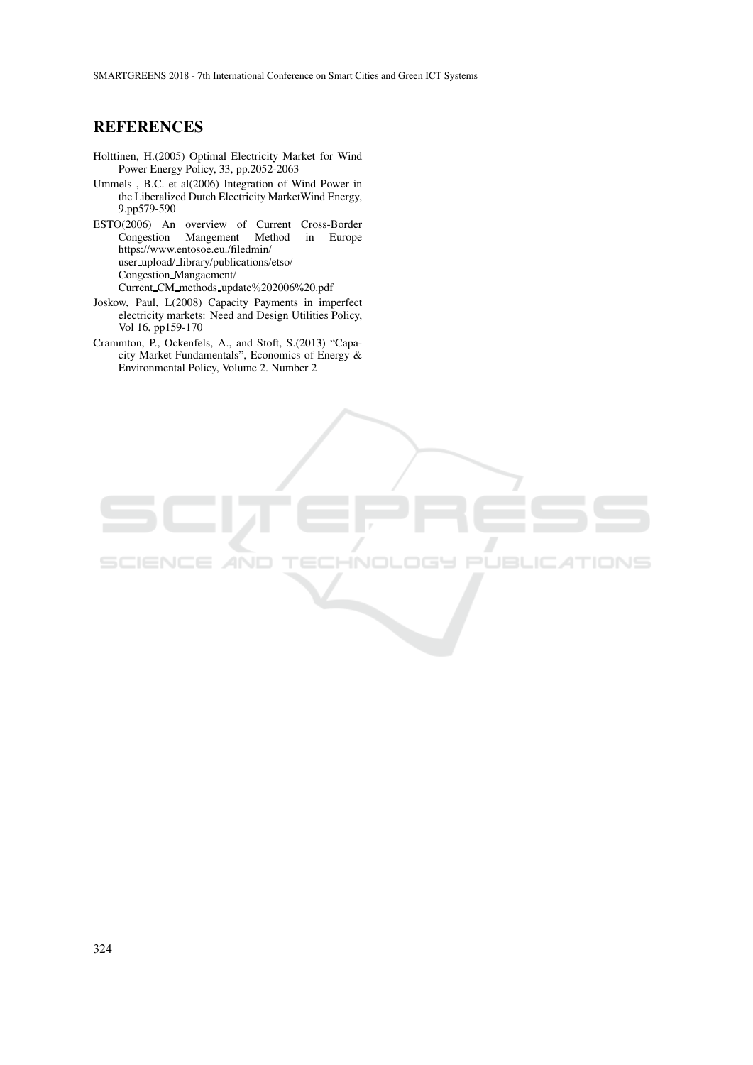## REFERENCES

Holttinen, H.(2005) Optimal Electricity Market for Wind Power Energy Policy, 33, pp.2052-2063

Ummels , B.C. et al(2006) Integration of Wind Power in the Liberalized Dutch Electricity MarketWind Energy, 9.pp579-590

ESTO(2006) An overview of Current Cross-Border Congestion Mangement Method in Europe https://www.entosoe.eu./filedmin/user_upload/_library/publications/etso/Congestion_Mangaement/Current_CM_methods_update%202006%20.pdf

Joskow, Paul, L(2008) Capacity Payments in imperfect electricity markets: Need and Design Utilities Policy, Vol 16, pp159-170

Crammton, P., Ockenfels, A., and Stoft, S.(2013) "Capacity Market Fundamentals", Economics of Energy & Environmental Policy, Volume 2. Number 2